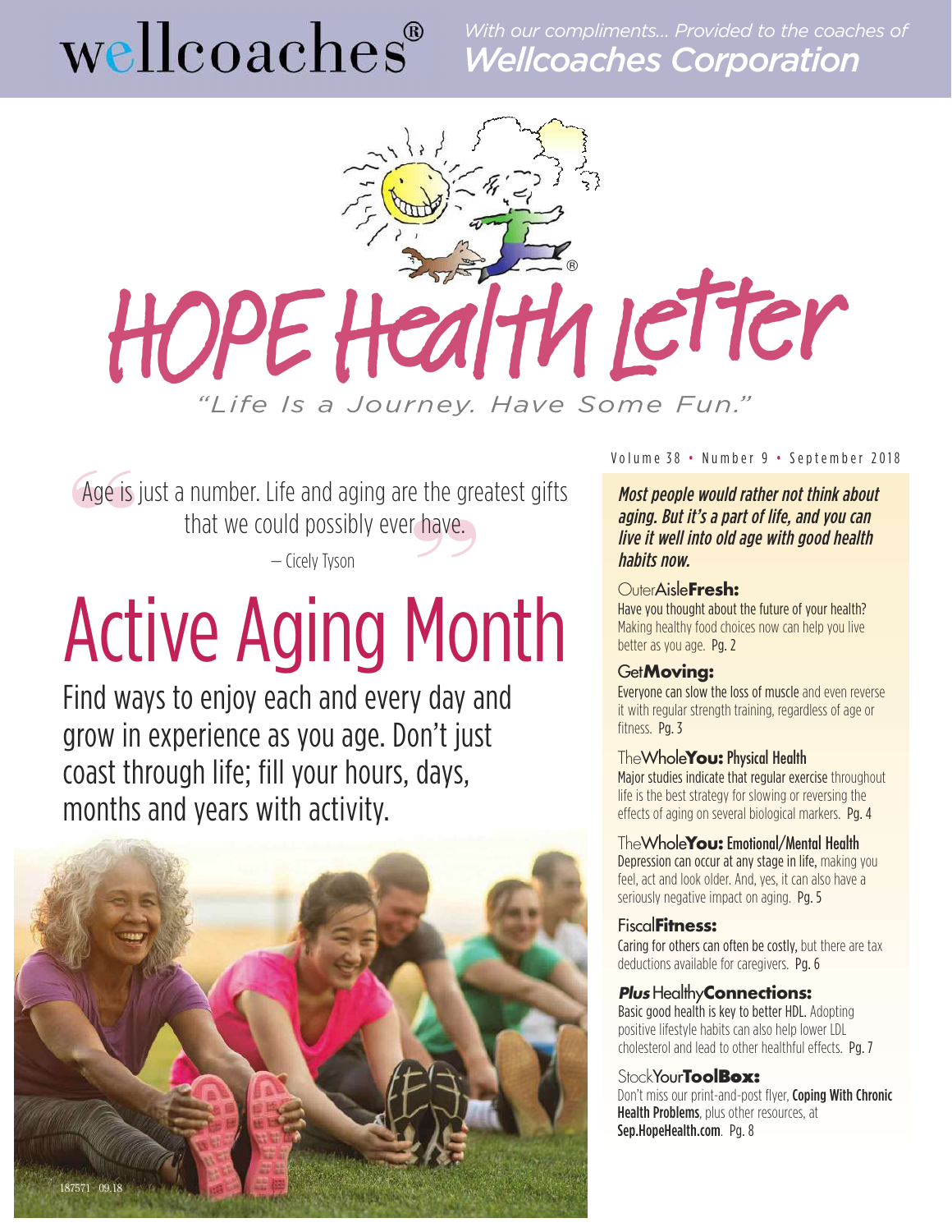wellcoaches®

*With our compliments... Provided to the coaches of*
*Wellcoaches Corporation*

# HOPE Health Letter

*"Life Is a Journey. Have Some Fun."*

Volume 38 • Number 9 • September 2018

> "Age is just a number. Life and aging are the greatest gifts that we could possibly ever have."
>
> — Cicely Tyson

# Active Aging Month

Find ways to enjoy each and every day and grow in experience as you age. Don't just coast through life; fill your hours, days, months and years with activity.

187571 09.18

***Most people would rather not think about aging. But it's a part of life, and you can live it well into old age with good health habits now.***

**OuterAisleFresh:**
Have you thought about the future of your health? Making healthy food choices now can help you live better as you age. Pg. 2

**GetMoving:**
Everyone can slow the loss of muscle and even reverse it with regular strength training, regardless of age or fitness. Pg. 3

**TheWholeYou: Physical Health**
Major studies indicate that regular exercise throughout life is the best strategy for slowing or reversing the effects of aging on several biological markers. Pg. 4

**TheWholeYou: Emotional/Mental Health**
Depression can occur at any stage in life, making you feel, act and look older. And, yes, it can also have a seriously negative impact on aging. Pg. 5

**FiscalFitness:**
Caring for others can often be costly, but there are tax deductions available for caregivers. Pg. 6

***Plus* HealthyConnections:**
Basic good health is key to better HDL. Adopting positive lifestyle habits can also help lower LDL cholesterol and lead to other healthful effects. Pg. 7

**StockYourToolBox:**
Don't miss our print-and-post flyer, **Coping With Chronic Health Problems**, plus other resources, at **Sep.HopeHealth.com**. Pg. 8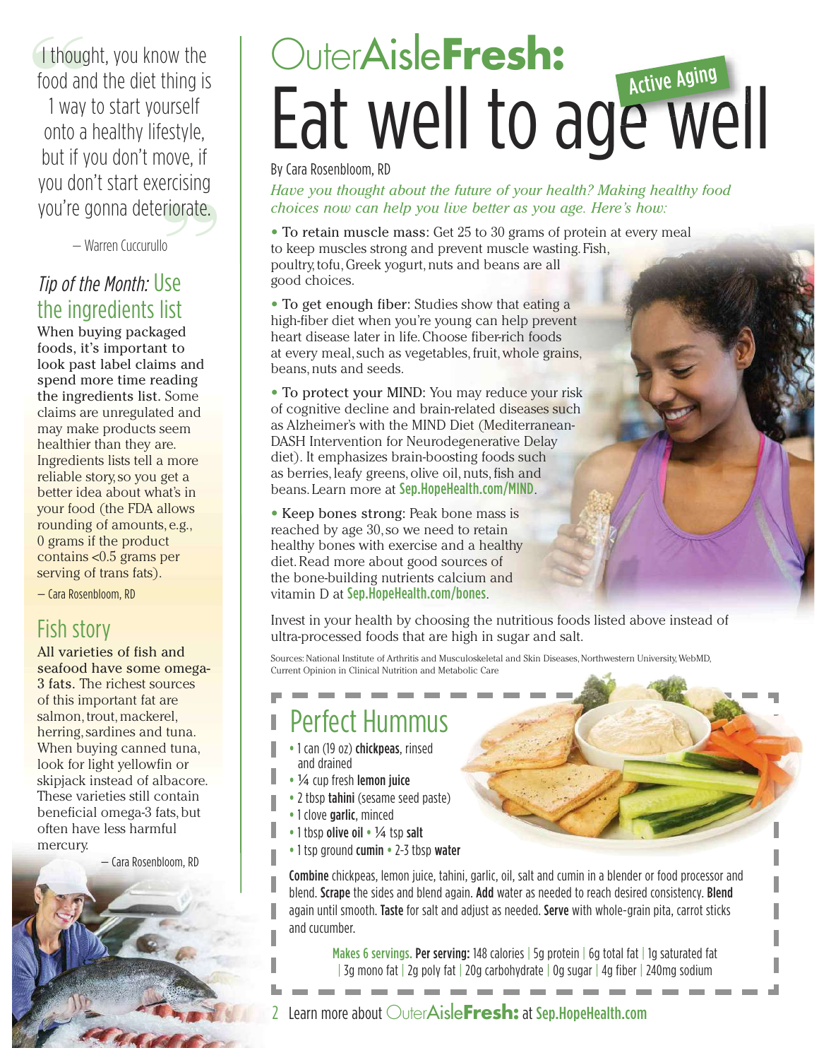# OuterAisleFresh: Eat well to age well

Active Aging

By Cara Rosenbloom, RD

*Have you thought about the future of your health? Making healthy food choices now can help you live better as you age. Here's how:*

- **To retain muscle mass:** Get 25 to 30 grams of protein at every meal to keep muscles strong and prevent muscle wasting. Fish, poultry, tofu, Greek yogurt, nuts and beans are all good choices.
- **To get enough fiber:** Studies show that eating a high-fiber diet when you're young can help prevent heart disease later in life. Choose fiber-rich foods at every meal, such as vegetables, fruit, whole grains, beans, nuts and seeds.
- **To protect your MIND:** You may reduce your risk of cognitive decline and brain-related diseases such as Alzheimer's with the MIND Diet (Mediterranean-DASH Intervention for Neurodegenerative Delay diet). It emphasizes brain-boosting foods such as berries, leafy greens, olive oil, nuts, fish and beans. Learn more at **Sep.HopeHealth.com/MIND**.
- **Keep bones strong:** Peak bone mass is reached by age 30, so we need to retain healthy bones with exercise and a healthy diet. Read more about good sources of the bone-building nutrients calcium and vitamin D at **Sep.HopeHealth.com/bones**.

Invest in your health by choosing the nutritious foods listed above instead of ultra-processed foods that are high in sugar and salt.

Sources: National Institute of Arthritis and Musculoskeletal and Skin Diseases, Northwestern University, WebMD, Current Opinion in Clinical Nutrition and Metabolic Care

## Perfect Hummus

- 1 can (19 oz) **chickpeas**, rinsed and drained
- ¼ cup fresh **lemon juice**
- 2 tbsp **tahini** (sesame seed paste)
- 1 clove **garlic**, minced
- 1 tbsp **olive oil** • ¼ tsp **salt**
- 1 tsp ground **cumin** • 2-3 tbsp **water**

**Combine** chickpeas, lemon juice, tahini, garlic, oil, salt and cumin in a blender or food processor and blend. **Scrape** the sides and blend again. **Add** water as needed to reach desired consistency. **Blend** again until smooth. **Taste** for salt and adjust as needed. **Serve** with whole-grain pita, carrot sticks and cucumber.

**Makes 6 servings. Per serving:** 148 calories | 5g protein | 6g total fat | 1g saturated fat | 3g mono fat | 2g poly fat | 20g carbohydrate | 0g sugar | 4g fiber | 240mg sodium

---

"I thought, you know the food and the diet thing is 1 way to start yourself onto a healthy lifestyle, but if you don't move, if you don't start exercising you're gonna deteriorate."

— Warren Cuccurullo

### *Tip of the Month:* Use the ingredients list

When buying packaged foods, it's important to look past label claims and spend more time reading the ingredients list. Some claims are unregulated and may make products seem healthier than they are. Ingredients lists tell a more reliable story, so you get a better idea about what's in your food (the FDA allows rounding of amounts, e.g., 0 grams if the product contains <0.5 grams per serving of trans fats).

— Cara Rosenbloom, RD

### Fish story

All varieties of fish and seafood have some omega-3 fats. The richest sources of this important fat are salmon, trout, mackerel, herring, sardines and tuna. When buying canned tuna, look for light yellowfin or skipjack instead of albacore. These varieties still contain beneficial omega-3 fats, but often have less harmful mercury.

— Cara Rosenbloom, RD

Learn more about OuterAisleFresh: at Sep.HopeHealth.com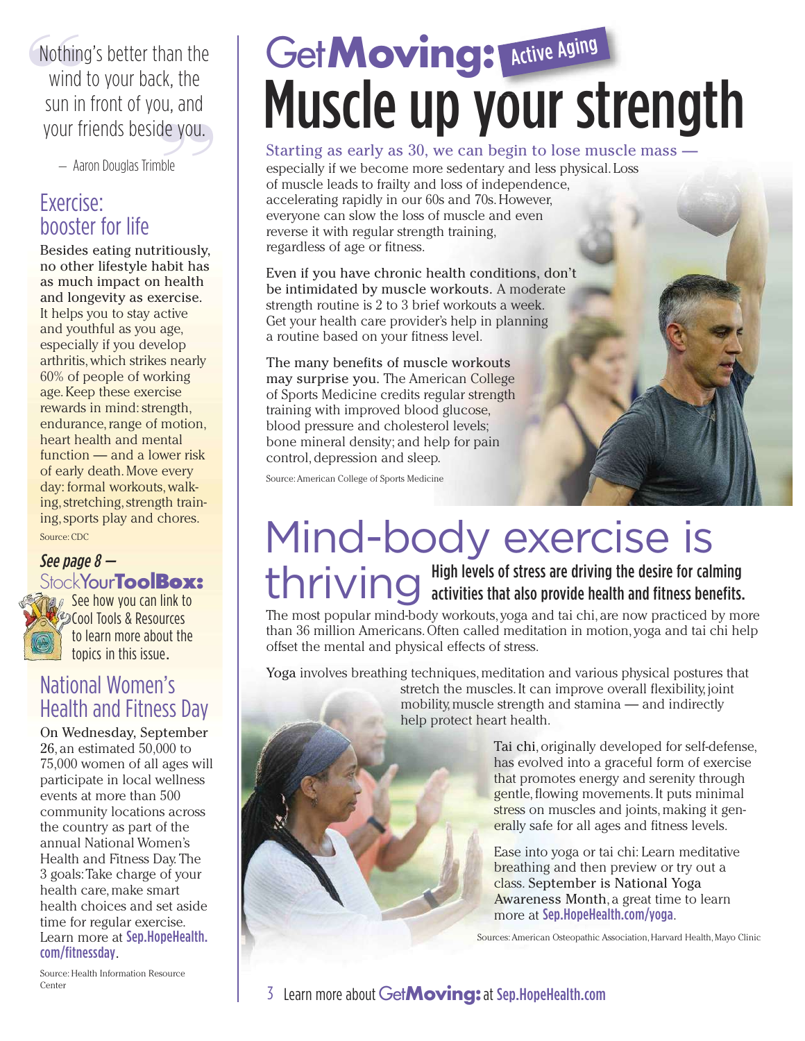> Nothing's better than the wind to your back, the sun in front of you, and your friends beside you.
>
> — Aaron Douglas Trimble

## Exercise: booster for life

**Besides eating nutritiously, no other lifestyle habit has as much impact on health and longevity as exercise.** It helps you to stay active and youthful as you age, especially if you develop arthritis, which strikes nearly 60% of people of working age. Keep these exercise rewards in mind: strength, endurance, range of motion, heart health and mental function — and a lower risk of early death. Move every day: formal workouts, walking, stretching, strength training, sports play and chores.

Source: CDC

***See page 8 —*** **Stock Your ToolBox:** See how you can link to Cool Tools & Resources to learn more about the topics in this issue.

## National Women's Health and Fitness Day

**On Wednesday, September 26,** an estimated 50,000 to 75,000 women of all ages will participate in local wellness events at more than 500 community locations across the country as part of the annual National Women's Health and Fitness Day. The 3 goals: Take charge of your health care, make smart health choices and set aside time for regular exercise. Learn more at **Sep.HopeHealth.com/fitnessday**.

Source: Health Information Resource Center

# Get Moving: Active Aging

# Muscle up your strength

**Starting as early as 30, we can begin to lose muscle mass —** especially if we become more sedentary and less physical. Loss of muscle leads to frailty and loss of independence, accelerating rapidly in our 60s and 70s. However, everyone can slow the loss of muscle and even reverse it with regular strength training, regardless of age or fitness.

**Even if you have chronic health conditions, don't be intimidated by muscle workouts.** A moderate strength routine is 2 to 3 brief workouts a week. Get your health care provider's help in planning a routine based on your fitness level.

**The many benefits of muscle workouts may surprise you.** The American College of Sports Medicine credits regular strength training with improved blood glucose, blood pressure and cholesterol levels; bone mineral density; and help for pain control, depression and sleep.

Source: American College of Sports Medicine

# Mind-body exercise is thriving

**High levels of stress are driving the desire for calming activities that also provide health and fitness benefits.**

The most popular mind-body workouts, yoga and tai chi, are now practiced by more than 36 million Americans. Often called meditation in motion, yoga and tai chi help offset the mental and physical effects of stress.

**Yoga** involves breathing techniques, meditation and various physical postures that stretch the muscles. It can improve overall flexibility, joint mobility, muscle strength and stamina — and indirectly help protect heart health.

**Tai chi**, originally developed for self-defense, has evolved into a graceful form of exercise that promotes energy and serenity through gentle, flowing movements. It puts minimal stress on muscles and joints, making it generally safe for all ages and fitness levels.

Ease into yoga or tai chi: Learn meditative breathing and then preview or try out a class. **September is National Yoga Awareness Month**, a great time to learn more at **Sep.HopeHealth.com/yoga**.

Sources: American Osteopathic Association, Harvard Health, Mayo Clinic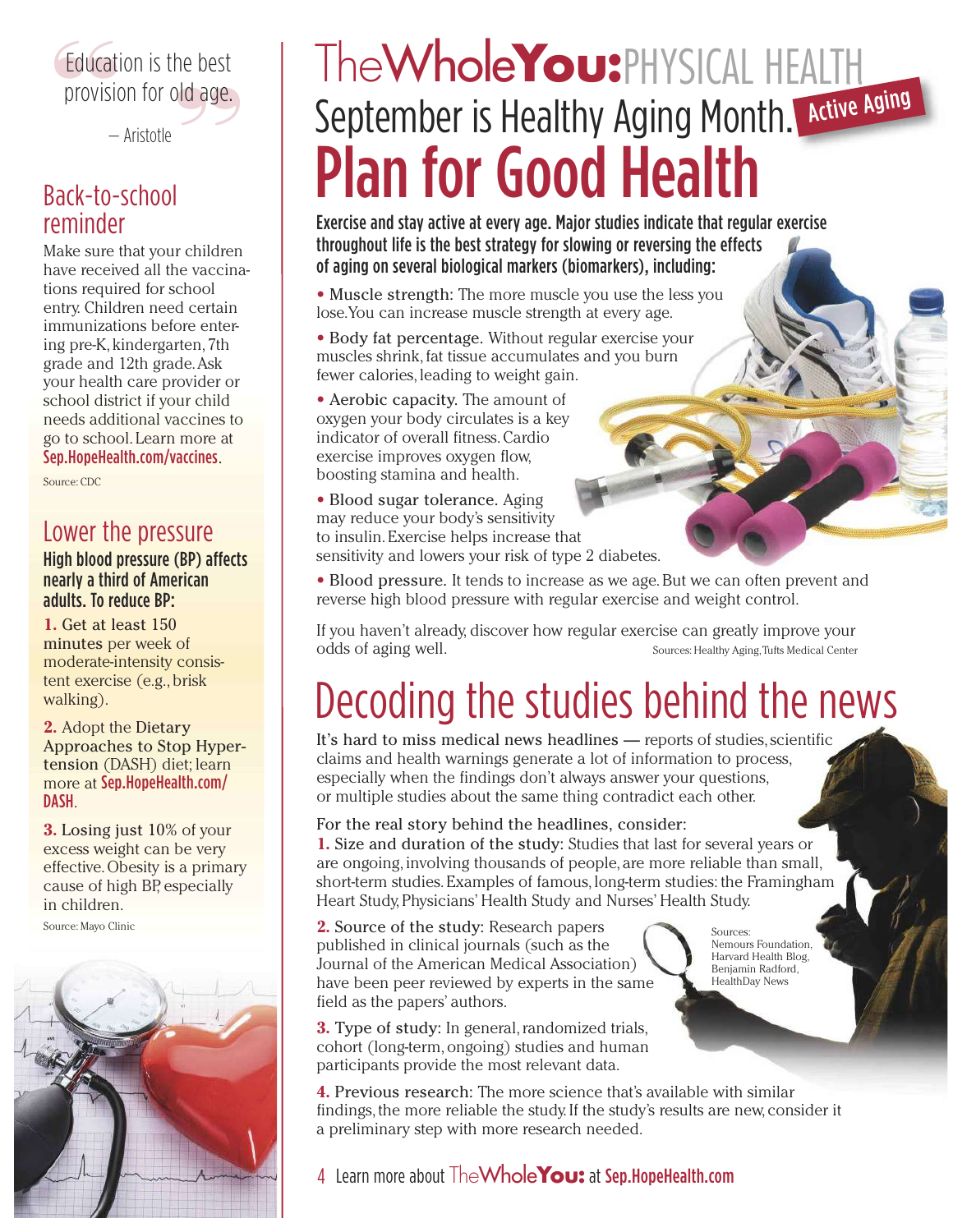> Education is the best provision for old age.
>
> — Aristotle

## Back-to-school reminder

Make sure that your children have received all the vaccinations required for school entry. Children need certain immunizations before entering pre-K, kindergarten, 7th grade and 12th grade. Ask your health care provider or school district if your child needs additional vaccines to go to school. Learn more at **Sep.HopeHealth.com/vaccines**.

Source: CDC

## Lower the pressure

**High blood pressure (BP) affects nearly a third of American adults. To reduce BP:**

**1.** Get at least 150 minutes per week of moderate-intensity consistent exercise (e.g., brisk walking).

**2.** Adopt the Dietary Approaches to Stop Hypertension (DASH) diet; learn more at **Sep.HopeHealth.com/DASH**.

**3.** Losing just 10% of your excess weight can be very effective. Obesity is a primary cause of high BP, especially in children.

Source: Mayo Clinic

# The**Whole****You:** PHYSICAL HEALTH

**Active Aging**

## September is Healthy Aging Month.

# Plan for Good Health

**Exercise and stay active at every age. Major studies indicate that regular exercise throughout life is the best strategy for slowing or reversing the effects of aging on several biological markers (biomarkers), including:**

- **Muscle strength:** The more muscle you use the less you lose. You can increase muscle strength at every age.
- **Body fat percentage.** Without regular exercise your muscles shrink, fat tissue accumulates and you burn fewer calories, leading to weight gain.
- **Aerobic capacity.** The amount of oxygen your body circulates is a key indicator of overall fitness. Cardio exercise improves oxygen flow, boosting stamina and health.
- **Blood sugar tolerance.** Aging may reduce your body's sensitivity to insulin. Exercise helps increase that sensitivity and lowers your risk of type 2 diabetes.
- **Blood pressure.** It tends to increase as we age. But we can often prevent and reverse high blood pressure with regular exercise and weight control.

If you haven't already, discover how regular exercise can greatly improve your odds of aging well.

Sources: Healthy Aging, Tufts Medical Center

# Decoding the studies behind the news

It's hard to miss medical news headlines — reports of studies, scientific claims and health warnings generate a lot of information to process, especially when the findings don't always answer your questions, or multiple studies about the same thing contradict each other.

For the real story behind the headlines, consider:

**1.** Size and duration of the study: Studies that last for several years or are ongoing, involving thousands of people, are more reliable than small, short-term studies. Examples of famous, long-term studies: the Framingham Heart Study, Physicians' Health Study and Nurses' Health Study.

**2.** Source of the study: Research papers published in clinical journals (such as the Journal of the American Medical Association) have been peer reviewed by experts in the same field as the papers' authors.

**3.** Type of study: In general, randomized trials, cohort (long-term, ongoing) studies and human participants provide the most relevant data.

**4.** Previous research: The more science that's available with similar findings, the more reliable the study. If the study's results are new, consider it a preliminary step with more research needed.

Sources: Nemours Foundation, Harvard Health Blog, Benjamin Radford, HealthDay News

Learn more about The**Whole****You:** at **Sep.HopeHealth.com**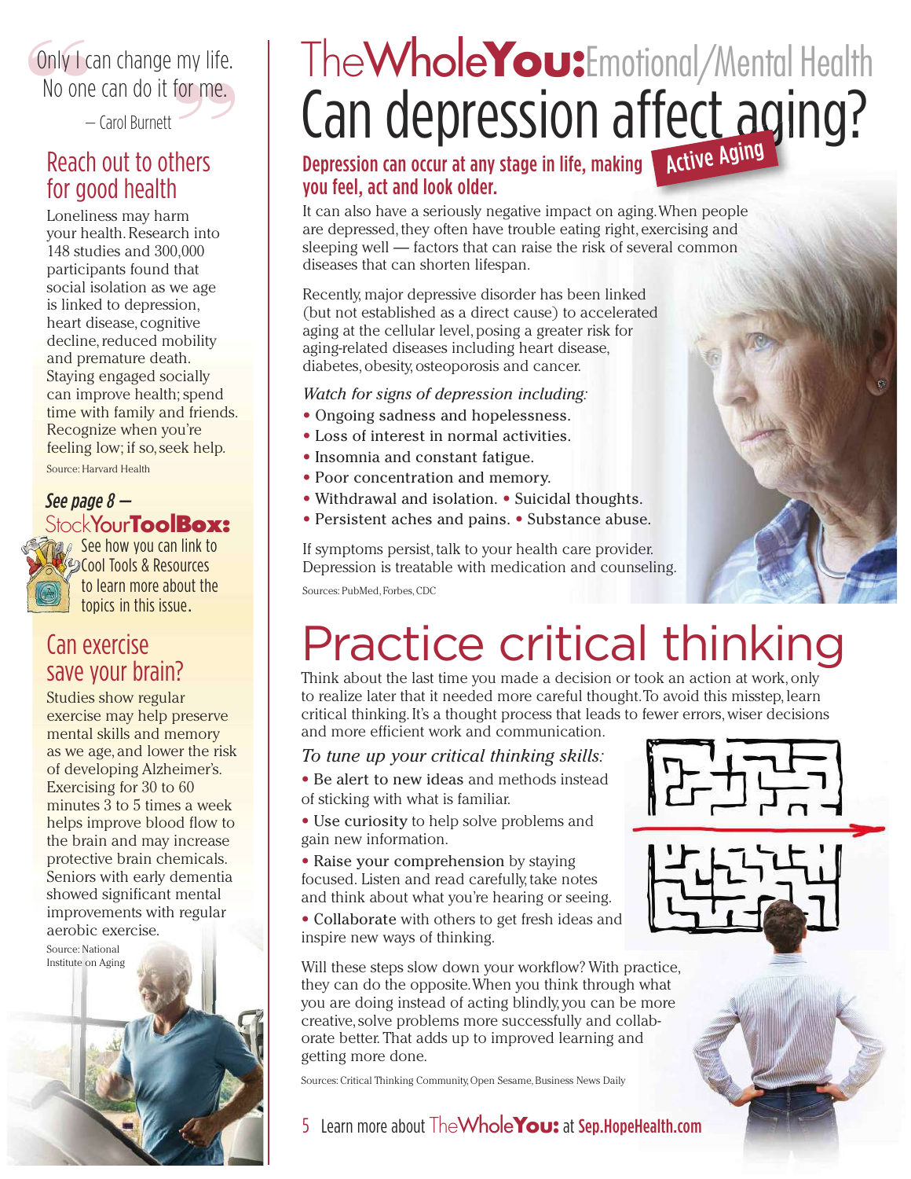"Only I can change my life. No one can do it for me."

— Carol Burnett

## Reach out to others for good health

Loneliness may harm your health. Research into 148 studies and 300,000 participants found that social isolation as we age is linked to depression, heart disease, cognitive decline, reduced mobility and premature death. Staying engaged socially can improve health; spend time with family and friends. Recognize when you're feeling low; if so, seek help.

Source: Harvard Health

### *See page 8 —* StockYour**ToolBox:**

See how you can link to Cool Tools & Resources to learn more about the topics in this issue.

## Can exercise save your brain?

Studies show regular exercise may help preserve mental skills and memory as we age, and lower the risk of developing Alzheimer's. Exercising for 30 to 60 minutes 3 to 5 times a week helps improve blood flow to the brain and may increase protective brain chemicals. Seniors with early dementia showed significant mental improvements with regular aerobic exercise.

Source: National Institute on Aging

# TheWhole**You:** Emotional/Mental Health

## Can depression affect aging?

Active Aging

**Depression can occur at any stage in life, making you feel, act and look older.**

It can also have a seriously negative impact on aging. When people are depressed, they often have trouble eating right, exercising and sleeping well — factors that can raise the risk of several common diseases that can shorten lifespan.

Recently, major depressive disorder has been linked (but not established as a direct cause) to accelerated aging at the cellular level, posing a greater risk for aging-related diseases including heart disease, diabetes, obesity, osteoporosis and cancer.

*Watch for signs of depression including:*

- Ongoing sadness and hopelessness.
- Loss of interest in normal activities.
- Insomnia and constant fatigue.
- Poor concentration and memory.
- Withdrawal and isolation.
- Suicidal thoughts.
- Persistent aches and pains.
- Substance abuse.

If symptoms persist, talk to your health care provider. Depression is treatable with medication and counseling.

Sources: PubMed, Forbes, CDC

## Practice critical thinking

Think about the last time you made a decision or took an action at work, only to realize later that it needed more careful thought. To avoid this misstep, learn critical thinking. It's a thought process that leads to fewer errors, wiser decisions and more efficient work and communication.

*To tune up your critical thinking skills:*

- Be alert to new ideas and methods instead of sticking with what is familiar.
- Use curiosity to help solve problems and gain new information.
- Raise your comprehension by staying focused. Listen and read carefully, take notes and think about what you're hearing or seeing.
- Collaborate with others to get fresh ideas and inspire new ways of thinking.

Will these steps slow down your workflow? With practice, they can do the opposite. When you think through what you are doing instead of acting blindly, you can be more creative, solve problems more successfully and collaborate better. That adds up to improved learning and getting more done.

Sources: Critical Thinking Community, Open Sesame, Business News Daily

Learn more about TheWhole**You:** at **Sep.HopeHealth.com**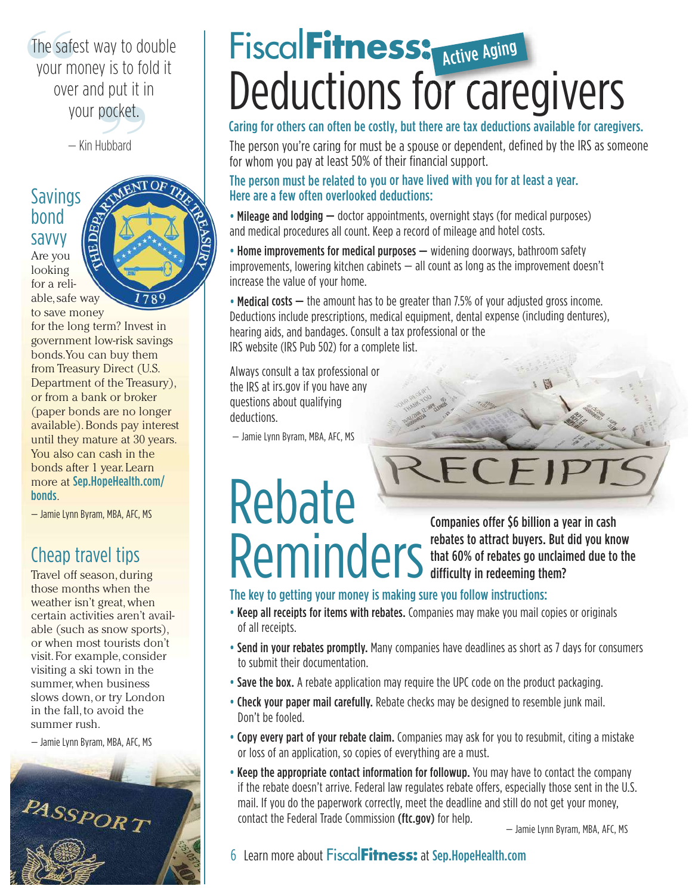> The safest way to double your money is to fold it over and put it in your pocket.
>
> — Kin Hubbard

## Savings bond savvy

Are you looking for a reliable, safe way to save money for the long term? Invest in government low-risk savings bonds. You can buy them from Treasury Direct (U.S. Department of the Treasury), or from a bank or broker (paper bonds are no longer available). Bonds pay interest until they mature at 30 years. You also can cash in the bonds after 1 year. Learn more at **Sep.HopeHealth.com/bonds**.

— Jamie Lynn Byram, MBA, AFC, MS

## Cheap travel tips

Travel off season, during those months when the weather isn't great, when certain activities aren't available (such as snow sports), or when most tourists don't visit. For example, consider visiting a ski town in the summer, when business slows down, or try London in the fall, to avoid the summer rush.

— Jamie Lynn Byram, MBA, AFC, MS

# Fiscal**Fitness:** Active Aging
# Deductions for caregivers

**Caring for others can often be costly, but there are tax deductions available for caregivers.**

The person you're caring for must be a spouse or dependent, defined by the IRS as someone for whom you pay at least 50% of their financial support.

**The person must be related to you or have lived with you for at least a year. Here are a few often overlooked deductions:**

- **Mileage and lodging** — doctor appointments, overnight stays (for medical purposes) and medical procedures all count. Keep a record of mileage and hotel costs.
- **Home improvements for medical purposes** — widening doorways, bathroom safety improvements, lowering kitchen cabinets — all count as long as the improvement doesn't increase the value of your home.
- **Medical costs** — the amount has to be greater than 7.5% of your adjusted gross income. Deductions include prescriptions, medical equipment, dental expense (including dentures), hearing aids, and bandages. Consult a tax professional or the IRS website (IRS Pub 502) for a complete list.

Always consult a tax professional or the IRS at irs.gov if you have any questions about qualifying deductions.

— Jamie Lynn Byram, MBA, AFC, MS

# Rebate Reminders

**Companies offer $6 billion a year in cash rebates to attract buyers. But did you know that 60% of rebates go unclaimed due to the difficulty in redeeming them?**

**The key to getting your money is making sure you follow instructions:**

- **Keep all receipts for items with rebates.** Companies may make you mail copies or originals of all receipts.
- **Send in your rebates promptly.** Many companies have deadlines as short as 7 days for consumers to submit their documentation.
- **Save the box.** A rebate application may require the UPC code on the product packaging.
- **Check your paper mail carefully.** Rebate checks may be designed to resemble junk mail. Don't be fooled.
- **Copy every part of your rebate claim.** Companies may ask for you to resubmit, citing a mistake or loss of an application, so copies of everything are a must.
- **Keep the appropriate contact information for followup.** You may have to contact the company if the rebate doesn't arrive. Federal law regulates rebate offers, especially those sent in the U.S. mail. If you do the paperwork correctly, meet the deadline and still do not get your money, contact the Federal Trade Commission **(ftc.gov)** for help.

— Jamie Lynn Byram, MBA, AFC, MS

Learn more about Fiscal**Fitness:** at **Sep.HopeHealth.com**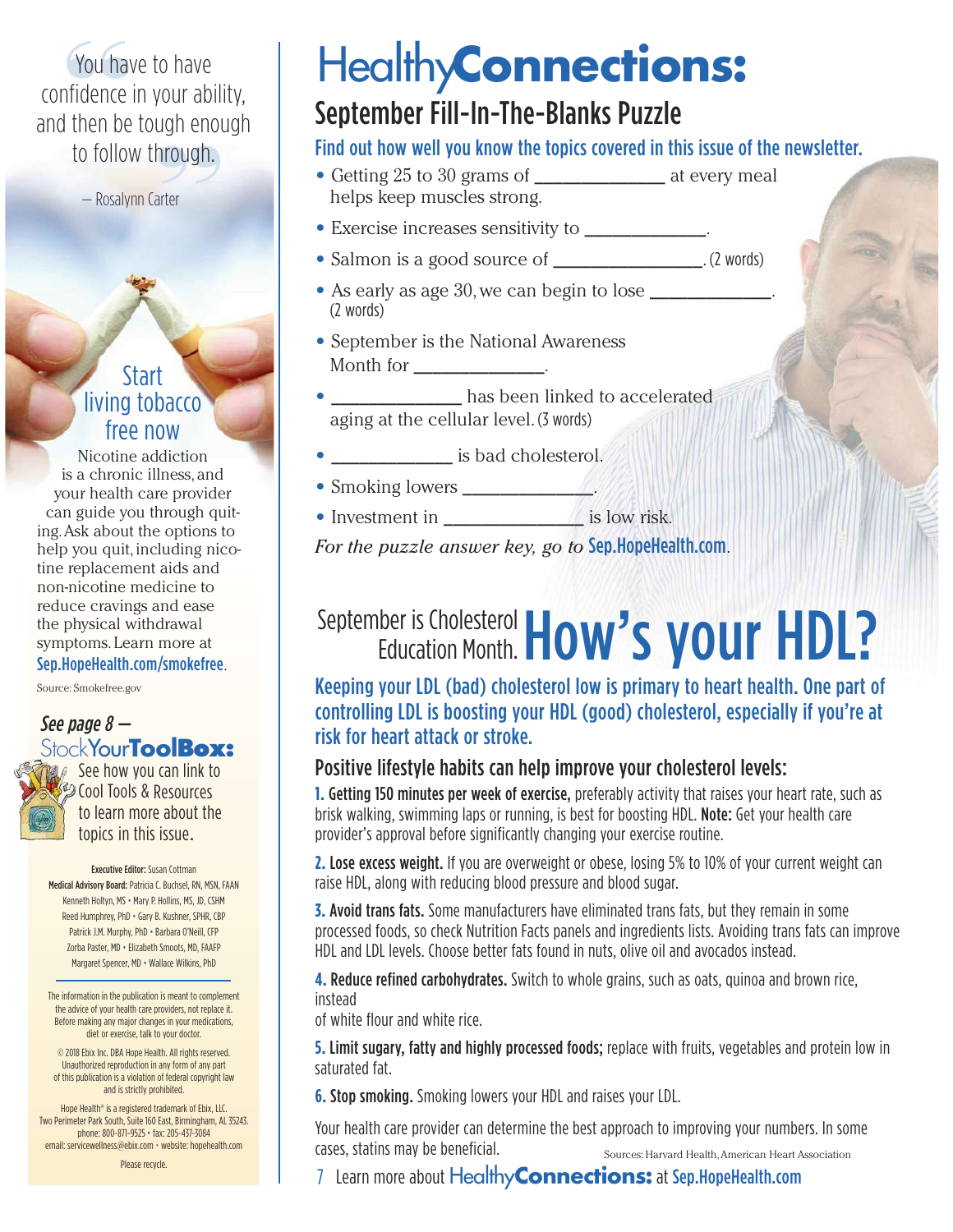> "You have to have confidence in your ability, and then be tough enough to follow through."
>
> — Rosalynn Carter

## Start living tobacco free now

Nicotine addiction is a chronic illness, and your health care provider can guide you through quitting. Ask about the options to help you quit, including nicotine replacement aids and non-nicotine medicine to reduce cravings and ease the physical withdrawal symptoms. Learn more at Sep.HopeHealth.com/smokefree.

Source: Smokefree.gov

*See page 8 —* **StockYourToolBox:** See how you can link to Cool Tools & Resources to learn more about the topics in this issue.

**Executive Editor:** Susan Cottman
**Medical Advisory Board:** Patricia C. Buchsel, RN, MSN, FAAN
Kenneth Holtyn, MS • Mary P. Hollins, MS, JD, CSHM
Reed Humphrey, PhD • Gary B. Kushner, SPHR, CBP
Patrick J.M. Murphy, PhD • Barbara O'Neill, CFP
Zorba Paster, MD • Elizabeth Smoots, MD, FAAFP
Margaret Spencer, MD • Wallace Wilkins, PhD

The information in the publication is meant to complement the advice of your health care providers, not replace it. Before making any major changes in your medications, diet or exercise, talk to your doctor.

© 2018 Ebix Inc. DBA Hope Health. All rights reserved. Unauthorized reproduction in any form of any part of this publication is a violation of federal copyright law and is strictly prohibited.

Hope Health® is a registered trademark of Ebix, LLC. Two Perimeter Park South, Suite 160 East, Birmingham, AL 35243. phone: 800-871-9525 • fax: 205-437-3084
email: servicewellness@ebix.com • website: hopehealth.com

Please recycle.

# Healthy**Connections:**

## September Fill-In-The-Blanks Puzzle

**Find out how well you know the topics covered in this issue of the newsletter.**

- Getting 25 to 30 grams of ____________ at every meal helps keep muscles strong.
- Exercise increases sensitivity to ____________.
- Salmon is a good source of ____________. (2 words)
- As early as age 30, we can begin to lose ____________. (2 words)
- September is the National Awareness Month for ____________.
- ____________ has been linked to accelerated aging at the cellular level. (3 words)
- ____________ is bad cholesterol.
- Smoking lowers ____________.
- Investment in ____________ is low risk.

*For the puzzle answer key, go to* Sep.HopeHealth.com.

## September is Cholesterol Education Month. How's your HDL?

**Keeping your LDL (bad) cholesterol low is primary to heart health. One part of controlling LDL is boosting your HDL (good) cholesterol, especially if you're at risk for heart attack or stroke.**

### Positive lifestyle habits can help improve your cholesterol levels:

1. **Getting 150 minutes per week of exercise,** preferably activity that raises your heart rate, such as brisk walking, swimming laps or running, is best for boosting HDL. **Note:** Get your health care provider's approval before significantly changing your exercise routine.
2. **Lose excess weight.** If you are overweight or obese, losing 5% to 10% of your current weight can raise HDL, along with reducing blood pressure and blood sugar.
3. **Avoid trans fats.** Some manufacturers have eliminated trans fats, but they remain in some processed foods, so check Nutrition Facts panels and ingredients lists. Avoiding trans fats can improve HDL and LDL levels. Choose better fats found in nuts, olive oil and avocados instead.
4. **Reduce refined carbohydrates.** Switch to whole grains, such as oats, quinoa and brown rice, instead of white flour and white rice.
5. **Limit sugary, fatty and highly processed foods;** replace with fruits, vegetables and protein low in saturated fat.
6. **Stop smoking.** Smoking lowers your HDL and raises your LDL.

Your health care provider can determine the best approach to improving your numbers. In some cases, statins may be beneficial.

Sources: Harvard Health, American Heart Association

Learn more about Healthy**Connections:** at Sep.HopeHealth.com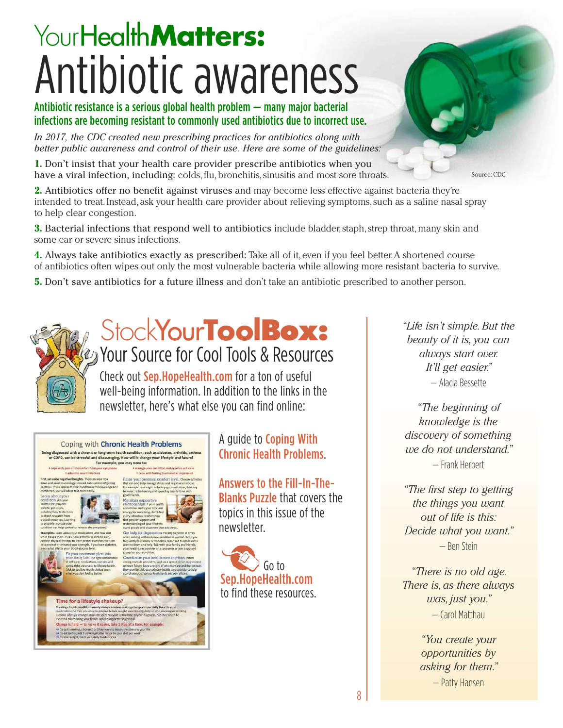# YourHealth**Matters:** Antibiotic awareness

**Antibiotic resistance is a serious global health problem — many major bacterial infections are becoming resistant to commonly used antibiotics due to incorrect use.**

*In 2017, the CDC created new prescribing practices for antibiotics along with better public awareness and control of their use. Here are some of the guidelines:*

**1.** Don't insist that your health care provider prescribe antibiotics when you have a viral infection, including: colds, flu, bronchitis, sinusitis and most sore throats.

**2.** Antibiotics offer no benefit against viruses and may become less effective against bacteria they're intended to treat. Instead, ask your health care provider about relieving symptoms, such as a saline nasal spray to help clear congestion.

**3.** Bacterial infections that respond well to antibiotics include bladder, staph, strep throat, many skin and some ear or severe sinus infections.

**4.** Always take antibiotics exactly as prescribed: Take all of it, even if you feel better. A shortened course of antibiotics often wipes out only the most vulnerable bacteria while allowing more resistant bacteria to survive.

**5.** Don't save antibiotics for a future illness and don't take an antibiotic prescribed to another person.

Source: CDC

# StockYour**ToolBox:**

## Your Source for Cool Tools & Resources

Check out **Sep.HopeHealth.com** for a ton of useful well-being information. In addition to the links in the newsletter, here's what else you can find online:

A guide to **Coping With Chronic Health Problems**.

**Answers to the Fill-In-The-Blanks Puzzle** that covers the topics in this issue of the newsletter.

Go to **Sep.HopeHealth.com** to find these resources.

*"Life isn't simple. But the beauty of it is, you can always start over. It'll get easier."*
— Alacia Bessette

*"The beginning of knowledge is the discovery of something we do not understand."*
— Frank Herbert

*"The first step to getting the things you want out of life is this: Decide what you want."*
— Ben Stein

*"There is no old age. There is, as there always was, just you."*
— Carol Matthau

*"You create your opportunities by asking for them."*
— Patty Hansen